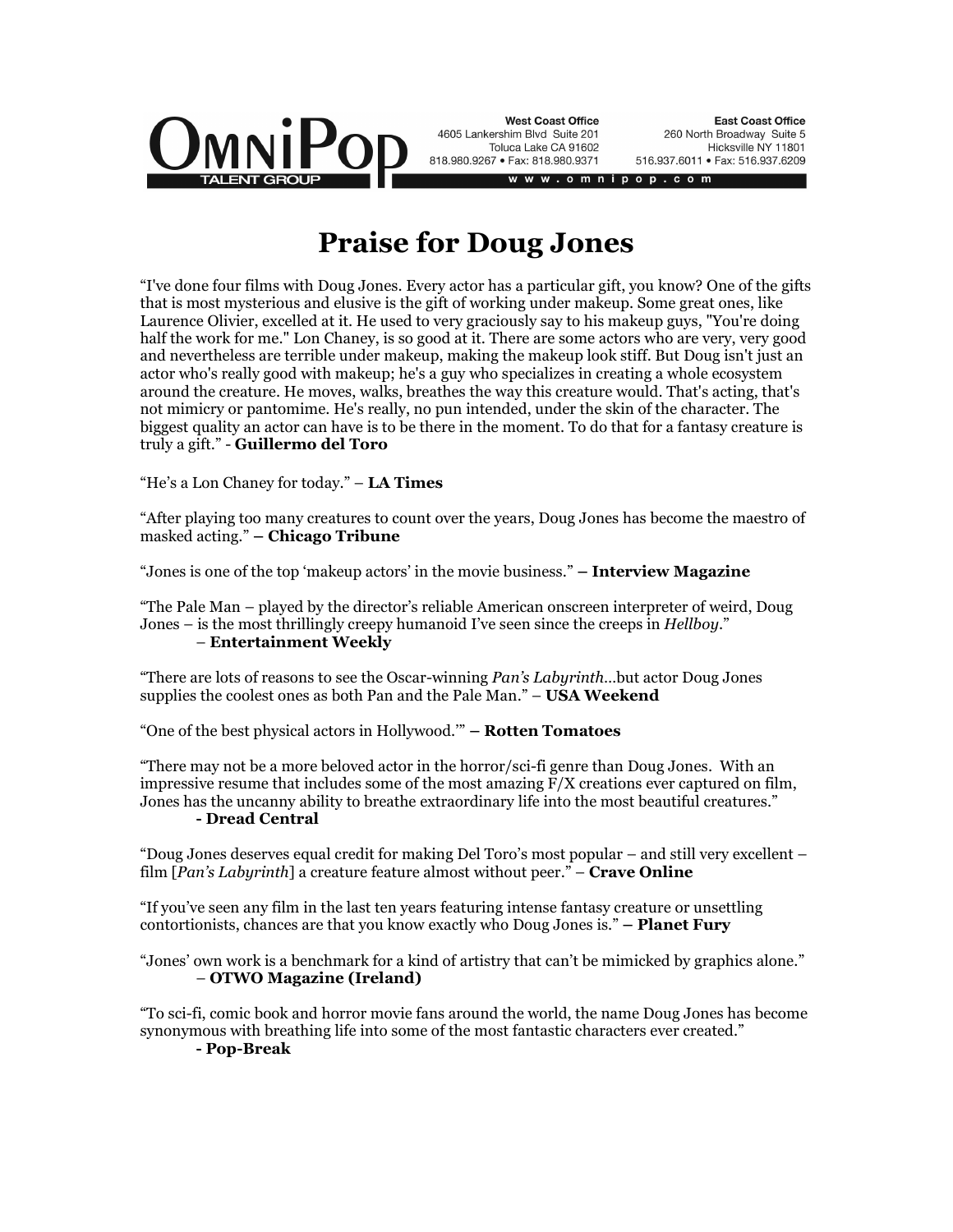**OmniPop** TALENT GROUP

**West Coast Office**
4605 Lankershim Blvd Suite 201
Toluca Lake CA 91602
818.980.9267 • Fax: 818.980.9371

**East Coast Office**
260 North Broadway Suite 5
Hicksville NY 11801
516.937.6011 • Fax: 516.937.6209

www.omnipop.com

# Praise for Doug Jones

"I've done four films with Doug Jones. Every actor has a particular gift, you know? One of the gifts that is most mysterious and elusive is the gift of working under makeup. Some great ones, like Laurence Olivier, excelled at it. He used to very graciously say to his makeup guys, "You're doing half the work for me." Lon Chaney, is so good at it. There are some actors who are very, very good and nevertheless are terrible under makeup, making the makeup look stiff. But Doug isn't just an actor who's really good with makeup; he's a guy who specializes in creating a whole ecosystem around the creature. He moves, walks, breathes the way this creature would. That's acting, that's not mimicry or pantomime. He's really, no pun intended, under the skin of the character. The biggest quality an actor can have is to be there in the moment. To do that for a fantasy creature is truly a gift." - **Guillermo del Toro**

"He's a Lon Chaney for today." – **LA Times**

"After playing too many creatures to count over the years, Doug Jones has become the maestro of masked acting." **– Chicago Tribune**

"Jones is one of the top 'makeup actors' in the movie business." **– Interview Magazine**

"The Pale Man – played by the director's reliable American onscreen interpreter of weird, Doug Jones – is the most thrillingly creepy humanoid I've seen since the creeps in *Hellboy*."
– **Entertainment Weekly**

"There are lots of reasons to see the Oscar-winning *Pan's Labyrinth*...but actor Doug Jones supplies the coolest ones as both Pan and the Pale Man." – **USA Weekend**

"One of the best physical actors in Hollywood.'" **– Rotten Tomatoes**

"There may not be a more beloved actor in the horror/sci-fi genre than Doug Jones. With an impressive resume that includes some of the most amazing F/X creations ever captured on film, Jones has the uncanny ability to breathe extraordinary life into the most beautiful creatures."
**- Dread Central**

"Doug Jones deserves equal credit for making Del Toro's most popular – and still very excellent – film [*Pan's Labyrinth*] a creature feature almost without peer." – **Crave Online**

"If you've seen any film in the last ten years featuring intense fantasy creature or unsettling contortionists, chances are that you know exactly who Doug Jones is." **– Planet Fury**

"Jones' own work is a benchmark for a kind of artistry that can't be mimicked by graphics alone."
– **OTWO Magazine (Ireland)**

"To sci-fi, comic book and horror movie fans around the world, the name Doug Jones has become synonymous with breathing life into some of the most fantastic characters ever created."
**- Pop-Break**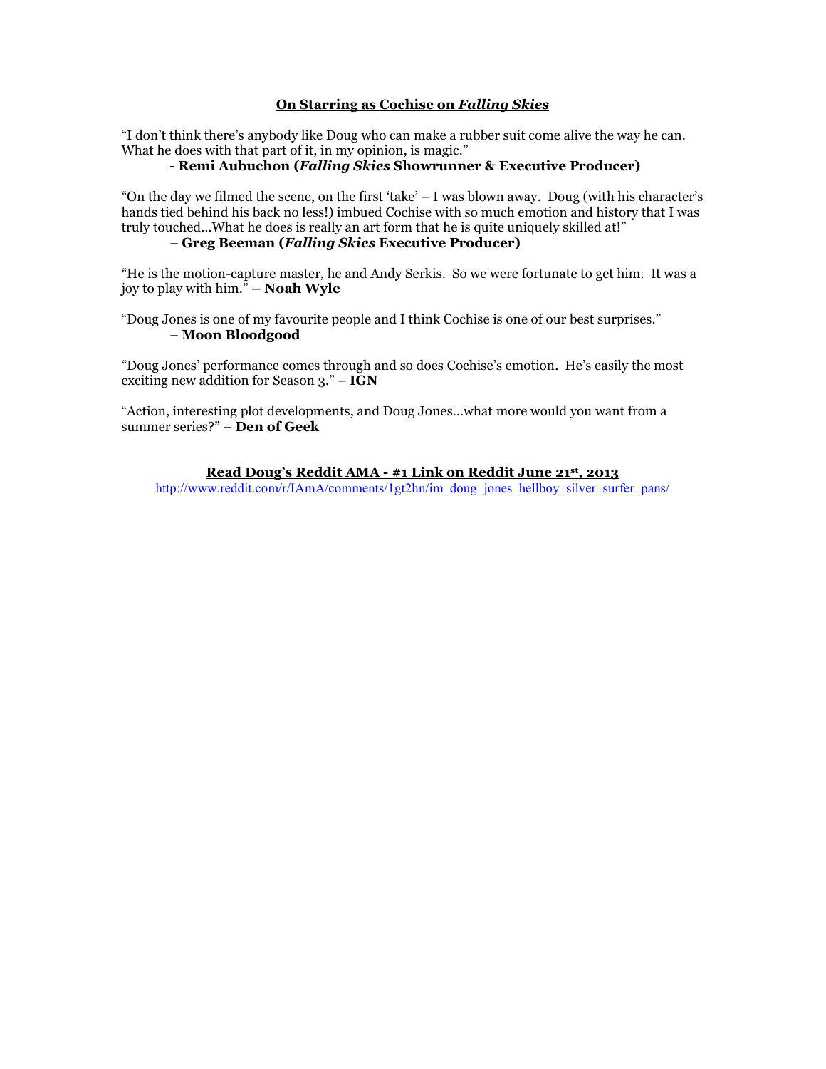## **On Starring as Cochise on *Falling Skies***

"I don't think there's anybody like Doug who can make a rubber suit come alive the way he can. What he does with that part of it, in my opinion, is magic."

**- Remi Aubuchon (*Falling Skies* Showrunner & Executive Producer)**

"On the day we filmed the scene, on the first 'take' – I was blown away. Doug (with his character's hands tied behind his back no less!) imbued Cochise with so much emotion and history that I was truly touched…What he does is really an art form that he is quite uniquely skilled at!"

– **Greg Beeman (*Falling Skies* Executive Producer)**

"He is the motion-capture master, he and Andy Serkis. So we were fortunate to get him. It was a joy to play with him." **– Noah Wyle**

"Doug Jones is one of my favourite people and I think Cochise is one of our best surprises."

– **Moon Bloodgood**

"Doug Jones' performance comes through and so does Cochise's emotion. He's easily the most exciting new addition for Season 3." – **IGN**

"Action, interesting plot developments, and Doug Jones…what more would you want from a summer series?" – **Den of Geek**

**Read Doug's Reddit AMA - #1 Link on Reddit June 21st, 2013**

http://www.reddit.com/r/IAmA/comments/1gt2hn/im_doug_jones_hellboy_silver_surfer_pans/